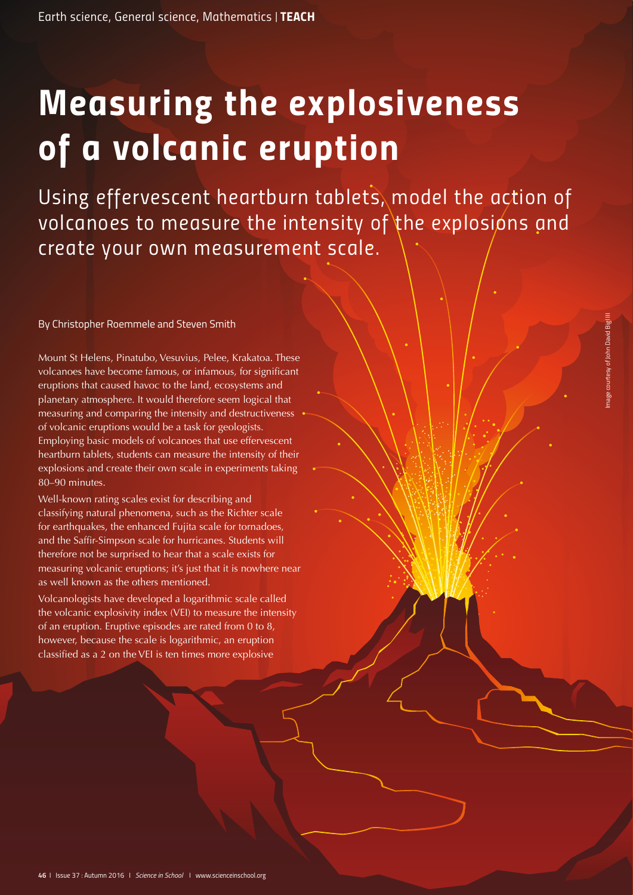# Measuring the explosiveness of a volcanic eruption

## Using effervescent heartburn tablets, model the action of volcanoes to measure the intensity of the explosions and create your own measurement scale.

By Christopher Roemmele and Steven Smith

Mount St Helens, Pinatubo, Vesuvius, Pelee, Krakatoa. These volcanoes have become famous, or infamous, for significant eruptions that caused havoc to the land, ecosystems and planetary atmosphere. It would therefore seem logical that measuring and comparing the intensity and destructiveness of volcanic eruptions would be a task for geologists. Employing basic models of volcanoes that use effervescent heartburn tablets, students can measure the intensity of their explosions and create their own scale in experiments taking 80–90 minutes.

Well-known rating scales exist for describing and classifying natural phenomena, such as the Richter scale for earthquakes, the enhanced Fujita scale for tornadoes, and the Saffir-Simpson scale for hurricanes. Students will therefore not be surprised to hear that a scale exists for measuring volcanic eruptions; it's just that it is nowhere near as well known as the others mentioned.

Volcanologists have developed a logarithmic scale called the volcanic explosivity index (VEI) to measure the intensity of an eruption. Eruptive episodes are rated from 0 to 8, however, because the scale is logarithmic, an eruption classified as a 2 on the VEI is ten times more explosive

Image courtesy of John David Bigl III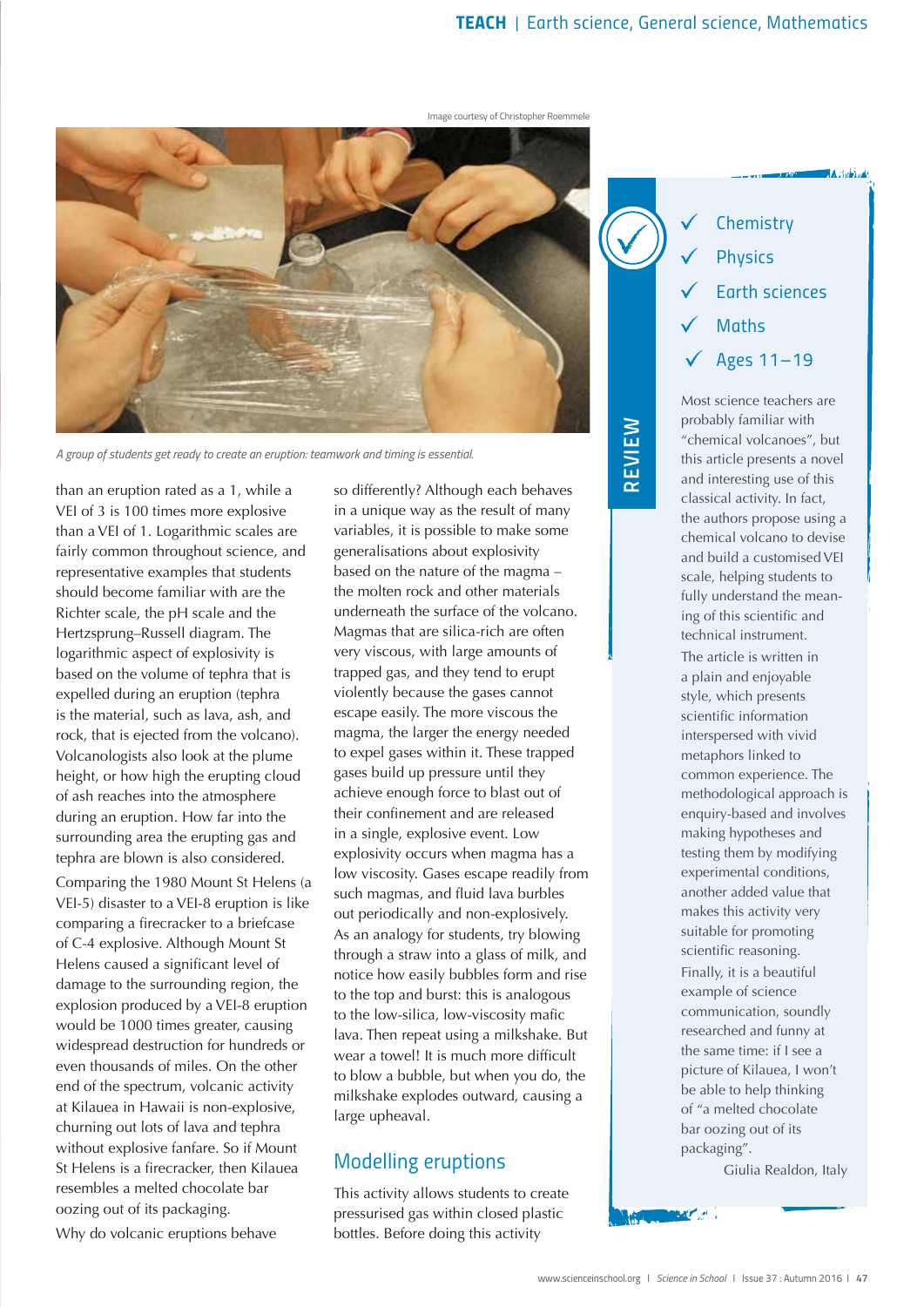Image courtesy of Christopher Roemmele

*A group of students get ready to create an eruption: teamwork and timing is essential.*

than an eruption rated as a 1, while a VEI of 3 is 100 times more explosive than a VEI of 1. Logarithmic scales are fairly common throughout science, and representative examples that students should become familiar with are the Richter scale, the pH scale and the Hertzsprung–Russell diagram. The logarithmic aspect of explosivity is based on the volume of tephra that is expelled during an eruption (tephra is the material, such as lava, ash, and rock, that is ejected from the volcano). Volcanologists also look at the plume height, or how high the erupting cloud of ash reaches into the atmosphere during an eruption. How far into the surrounding area the erupting gas and tephra are blown is also considered.

Comparing the 1980 Mount St Helens (a VEI-5) disaster to a VEI-8 eruption is like comparing a firecracker to a briefcase of C-4 explosive. Although Mount St Helens caused a significant level of damage to the surrounding region, the explosion produced by a VEI-8 eruption would be 1000 times greater, causing widespread destruction for hundreds or even thousands of miles. On the other end of the spectrum, volcanic activity at Kilauea in Hawaii is non-explosive, churning out lots of lava and tephra without explosive fanfare. So if Mount St Helens is a firecracker, then Kilauea resembles a melted chocolate bar oozing out of its packaging.

Why do volcanic eruptions behave so differently? Although each behaves in a unique way as the result of many variables, it is possible to make some generalisations about explosivity based on the nature of the magma – the molten rock and other materials underneath the surface of the volcano. Magmas that are silica-rich are often very viscous, with large amounts of trapped gas, and they tend to erupt violently because the gases cannot escape easily. The more viscous the magma, the larger the energy needed to expel gases within it. These trapped gases build up pressure until they achieve enough force to blast out of their confinement and are released in a single, explosive event. Low explosivity occurs when magma has a low viscosity. Gases escape readily from such magmas, and fluid lava burbles out periodically and non-explosively. As an analogy for students, try blowing through a straw into a glass of milk, and notice how easily bubbles form and rise to the top and burst: this is analogous to the low-silica, low-viscosity mafic lava. Then repeat using a milkshake. But wear a towel! It is much more difficult to blow a bubble, but when you do, the milkshake explodes outward, causing a large upheaval.

## Modelling eruptions

This activity allows students to create pressurised gas within closed plastic bottles. Before doing this activity

---

### REVIEW

- ✓ Chemistry
- ✓ Physics
- ✓ Earth sciences
- ✓ Maths
- ✓ Ages 11–19

Most science teachers are probably familiar with "chemical volcanoes", but this article presents a novel and interesting use of this classical activity. In fact, the authors propose using a chemical volcano to devise and build a customised VEI scale, helping students to fully understand the meaning of this scientific and technical instrument.

The article is written in a plain and enjoyable style, which presents scientific information interspersed with vivid metaphors linked to common experience. The methodological approach is enquiry-based and involves making hypotheses and testing them by modifying experimental conditions, another added value that makes this activity very suitable for promoting scientific reasoning.

Finally, it is a beautiful example of science communication, soundly researched and funny at the same time: if I see a picture of Kilauea, I won't be able to help thinking of "a melted chocolate bar oozing out of its packaging".

Giulia Realdon, Italy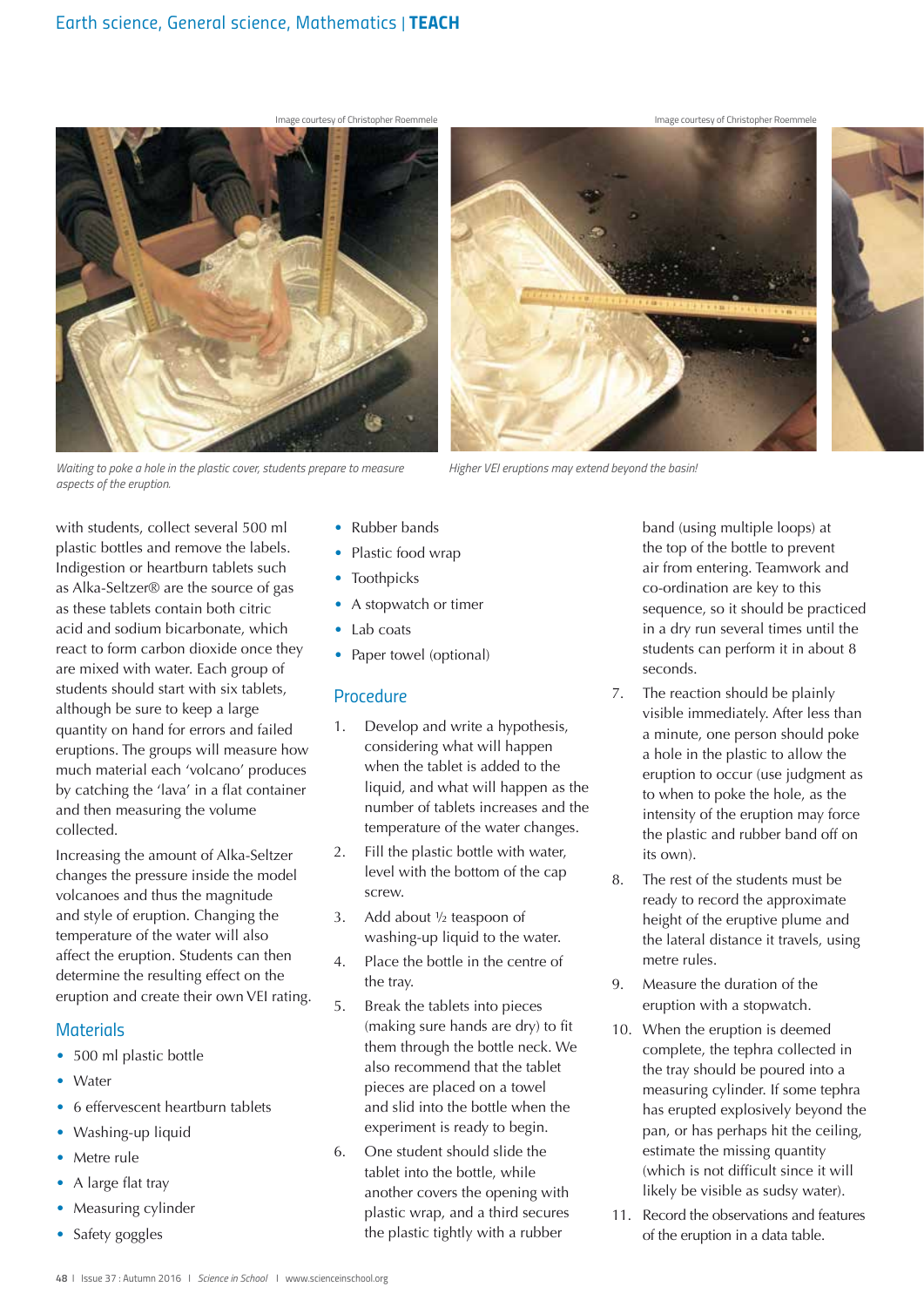Image courtesy of Christopher Roemmele

*Waiting to poke a hole in the plastic cover, students prepare to measure aspects of the eruption.*

Image courtesy of Christopher Roemmele

*Higher VEI eruptions may extend beyond the basin!*

with students, collect several 500 ml plastic bottles and remove the labels. Indigestion or heartburn tablets such as Alka-Seltzer® are the source of gas as these tablets contain both citric acid and sodium bicarbonate, which react to form carbon dioxide once they are mixed with water. Each group of students should start with six tablets, although be sure to keep a large quantity on hand for errors and failed eruptions. The groups will measure how much material each 'volcano' produces by catching the 'lava' in a flat container and then measuring the volume collected.

Increasing the amount of Alka-Seltzer changes the pressure inside the model volcanoes and thus the magnitude and style of eruption. Changing the temperature of the water will also affect the eruption. Students can then determine the resulting effect on the eruption and create their own VEI rating.

## Materials

- 500 ml plastic bottle
- Water
- 6 effervescent heartburn tablets
- Washing-up liquid
- Metre rule
- A large flat tray
- Measuring cylinder
- Safety goggles
- Rubber bands
- Plastic food wrap
- Toothpicks
- A stopwatch or timer
- Lab coats
- Paper towel (optional)

## Procedure

1. Develop and write a hypothesis, considering what will happen when the tablet is added to the liquid, and what will happen as the number of tablets increases and the temperature of the water changes.
2. Fill the plastic bottle with water, level with the bottom of the cap screw.
3. Add about ½ teaspoon of washing-up liquid to the water.
4. Place the bottle in the centre of the tray.
5. Break the tablets into pieces (making sure hands are dry) to fit them through the bottle neck. We also recommend that the tablet pieces are placed on a towel and slid into the bottle when the experiment is ready to begin.
6. One student should slide the tablet into the bottle, while another covers the opening with plastic wrap, and a third secures the plastic tightly with a rubber band (using multiple loops) at the top of the bottle to prevent air from entering. Teamwork and co-ordination are key to this sequence, so it should be practiced in a dry run several times until the students can perform it in about 8 seconds.
7. The reaction should be plainly visible immediately. After less than a minute, one person should poke a hole in the plastic to allow the eruption to occur (use judgment as to when to poke the hole, as the intensity of the eruption may force the plastic and rubber band off on its own).
8. The rest of the students must be ready to record the approximate height of the eruptive plume and the lateral distance it travels, using metre rules.
9. Measure the duration of the eruption with a stopwatch.
10. When the eruption is deemed complete, the tephra collected in the tray should be poured into a measuring cylinder. If some tephra has erupted explosively beyond the pan, or has perhaps hit the ceiling, estimate the missing quantity (which is not difficult since it will likely be visible as sudsy water).
11. Record the observations and features of the eruption in a data table.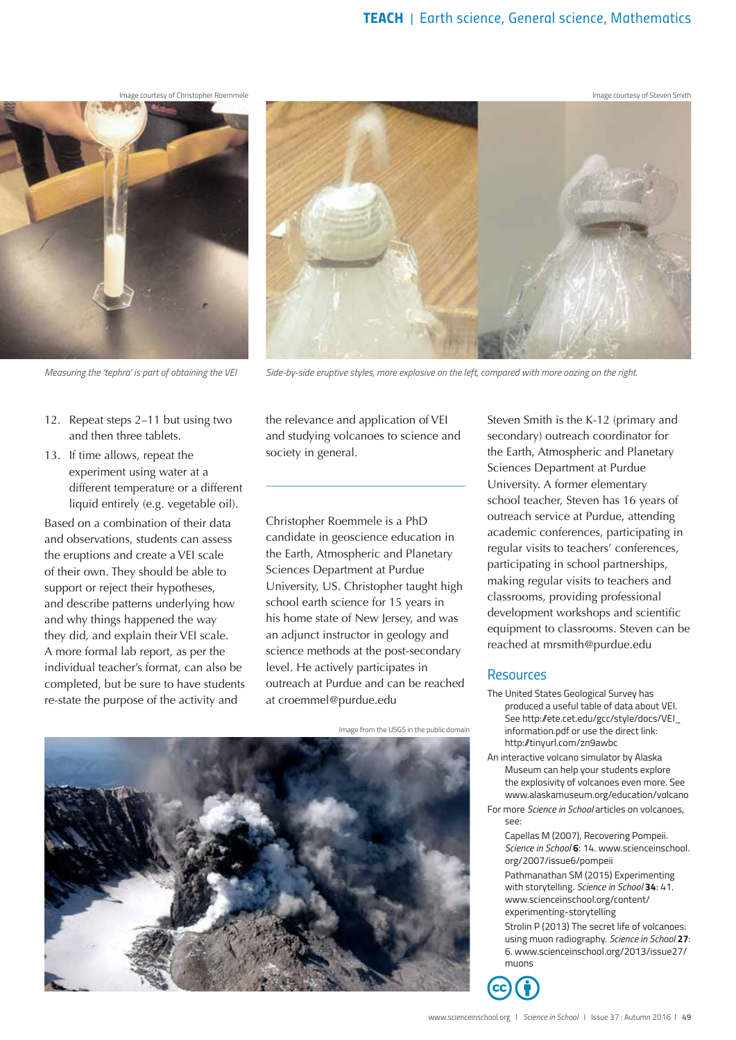Image courtesy of Christopher Roemmele

*Measuring the 'tephra' is part of obtaining the VEI*

Image courtesy of Steven Smith

*Side-by-side eruptive styles, more explosive on the left, compared with more oozing on the right.*

12. Repeat steps 2–11 but using two and then three tablets.
13. If time allows, repeat the experiment using water at a different temperature or a different liquid entirely (e.g. vegetable oil).

Based on a combination of their data and observations, students can assess the eruptions and create a VEI scale of their own. They should be able to support or reject their hypotheses, and describe patterns underlying how and why things happened the way they did, and explain their VEI scale. A more formal lab report, as per the individual teacher's format, can also be completed, but be sure to have students re-state the purpose of the activity and the relevance and application of VEI and studying volcanoes to science and society in general.

Image from the USGS in the public domain

Christopher Roemmele is a PhD candidate in geoscience education in the Earth, Atmospheric and Planetary Sciences Department at Purdue University, US. Christopher taught high school earth science for 15 years in his home state of New Jersey, and was an adjunct instructor in geology and science methods at the post-secondary level. He actively participates in outreach at Purdue and can be reached at croemmel@purdue.edu

Steven Smith is the K-12 (primary and secondary) outreach coordinator for the Earth, Atmospheric and Planetary Sciences Department at Purdue University. A former elementary school teacher, Steven has 16 years of outreach service at Purdue, attending academic conferences, participating in regular visits to teachers' conferences, participating in school partnerships, making regular visits to teachers and classrooms, providing professional development workshops and scientific equipment to classrooms. Steven can be reached at mrsmith@purdue.edu

## Resources

The United States Geological Survey has produced a useful table of data about VEI. See http://ete.cet.edu/gcc/style/docs/VEI_information.pdf or use the direct link: http://tinyurl.com/zn9awbc

An interactive volcano simulator by Alaska Museum can help your students explore the explosivity of volcanoes even more. See www.alaskamuseum.org/education/volcano

For more *Science in School* articles on volcanoes, see:

Capellas M (2007), Recovering Pompeii. *Science in School* **6**: 14. www.scienceinschool.org/2007/issue6/pompeii

Pathmanathan SM (2015) Experimenting with storytelling. *Science in School* **34**: 41. www.scienceinschool.org/content/experimenting-storytelling

Strolin P (2013) The secret life of volcanoes: using muon radiography. *Science in School* **27**: 6. www.scienceinschool.org/2013/issue27/muons